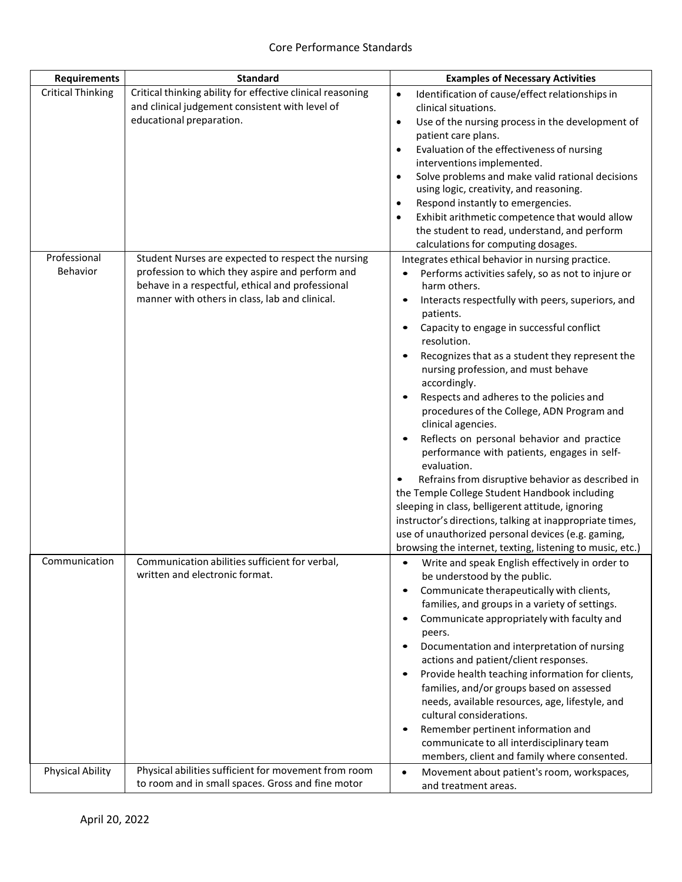# Core Performance Standards

| Requirements | Standard | Examples of Necessary Activities |
|---|---|---|
| Critical Thinking | Critical thinking ability for effective clinical reasoning and clinical judgement consistent with level of educational preparation. | • Identification of cause/effect relationships in clinical situations.<br>• Use of the nursing process in the development of patient care plans.<br>• Evaluation of the effectiveness of nursing interventions implemented.<br>• Solve problems and make valid rational decisions using logic, creativity, and reasoning.<br>• Respond instantly to emergencies.<br>• Exhibit arithmetic competence that would allow the student to read, understand, and perform calculations for computing dosages. |
| Professional Behavior | Student Nurses are expected to respect the nursing profession to which they aspire and perform and behave in a respectful, ethical and professional manner with others in class, lab and clinical. | Integrates ethical behavior in nursing practice.<br>• Performs activities safely, so as not to injure or harm others.<br>• Interacts respectfully with peers, superiors, and patients.<br>• Capacity to engage in successful conflict resolution.<br>• Recognizes that as a student they represent the nursing profession, and must behave accordingly.<br>• Respects and adheres to the policies and procedures of the College, ADN Program and clinical agencies.<br>• Reflects on personal behavior and practice performance with patients, engages in self-evaluation.<br>• Refrains from disruptive behavior as described in the Temple College Student Handbook including sleeping in class, belligerent attitude, ignoring instructor's directions, talking at inappropriate times, use of unauthorized personal devices (e.g. gaming, browsing the internet, texting, listening to music, etc.) |
| Communication | Communication abilities sufficient for verbal, written and electronic format. | • Write and speak English effectively in order to be understood by the public.<br>• Communicate therapeutically with clients, families, and groups in a variety of settings.<br>• Communicate appropriately with faculty and peers.<br>• Documentation and interpretation of nursing actions and patient/client responses.<br>• Provide health teaching information for clients, families, and/or groups based on assessed needs, available resources, age, lifestyle, and cultural considerations.<br>• Remember pertinent information and communicate to all interdisciplinary team members, client and family where consented. |
| Physical Ability | Physical abilities sufficient for movement from room to room and in small spaces. Gross and fine motor | • Movement about patient's room, workspaces, and treatment areas. |

April 20, 2022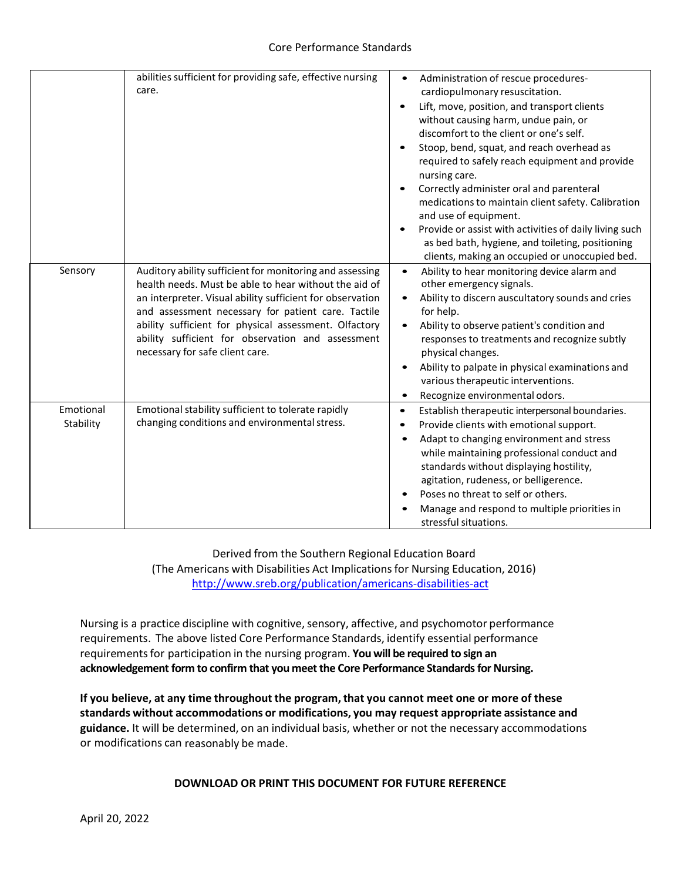| | | |
|---|---|---|
| | abilities sufficient for providing safe, effective nursing care. | • Administration of rescue procedures- cardiopulmonary resuscitation.<br>• Lift, move, position, and transport clients without causing harm, undue pain, or discomfort to the client or one's self.<br>• Stoop, bend, squat, and reach overhead as required to safely reach equipment and provide nursing care.<br>• Correctly administer oral and parenteral medications to maintain client safety. Calibration and use of equipment.<br>• Provide or assist with activities of daily living such as bed bath, hygiene, and toileting, positioning clients, making an occupied or unoccupied bed. |
| Sensory | Auditory ability sufficient for monitoring and assessing health needs. Must be able to hear without the aid of an interpreter. Visual ability sufficient for observation and assessment necessary for patient care. Tactile ability sufficient for physical assessment. Olfactory ability sufficient for observation and assessment necessary for safe client care. | • Ability to hear monitoring device alarm and other emergency signals.<br>• Ability to discern auscultatory sounds and cries for help.<br>• Ability to observe patient's condition and responses to treatments and recognize subtly physical changes.<br>• Ability to palpate in physical examinations and various therapeutic interventions.<br>• Recognize environmental odors. |
| Emotional Stability | Emotional stability sufficient to tolerate rapidly changing conditions and environmental stress. | • Establish therapeutic interpersonal boundaries.<br>• Provide clients with emotional support.<br>• Adapt to changing environment and stress while maintaining professional conduct and standards without displaying hostility, agitation, rudeness, or belligerence.<br>• Poses no threat to self or others.<br>• Manage and respond to multiple priorities in stressful situations. |

Derived from the Southern Regional Education Board
(The Americans with Disabilities Act Implications for Nursing Education, 2016)
[http://www.sreb.org/publication/americans-disabilities-act](http://www.sreb.org/publication/americans-disabilities-act)

Nursing is a practice discipline with cognitive, sensory, affective, and psychomotor performance requirements. The above listed Core Performance Standards, identify essential performance requirements for participation in the nursing program. **You will be required to sign an acknowledgement form to confirm that you meet the Core Performance Standards for Nursing.**

**If you believe, at any time throughout the program, that you cannot meet one or more of these standards without accommodations or modifications, you may request appropriate assistance and guidance.** It will be determined, on an individual basis, whether or not the necessary accommodations or modifications can reasonably be made.

**DOWNLOAD OR PRINT THIS DOCUMENT FOR FUTURE REFERENCE**

April 20, 2022